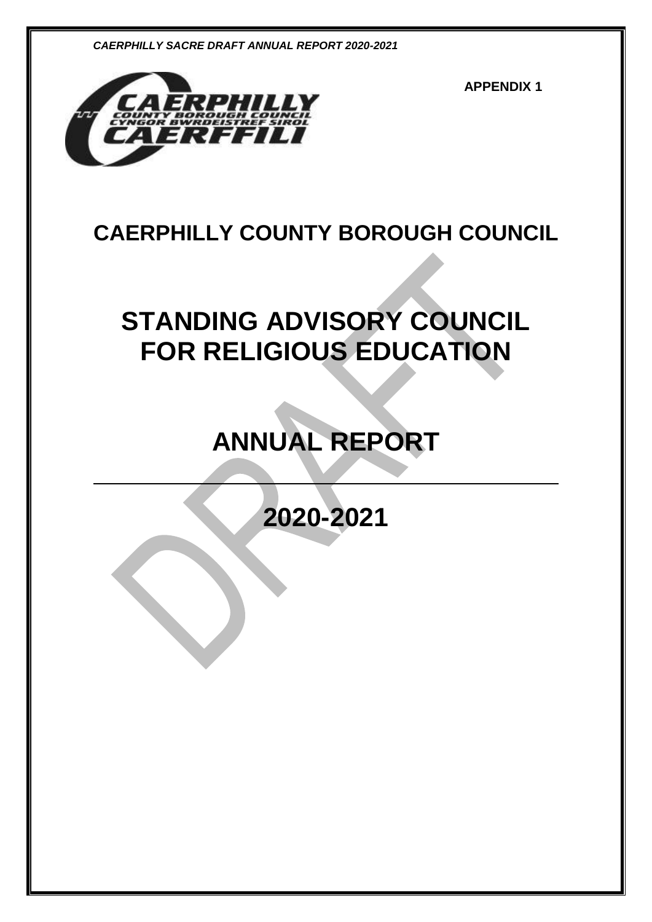**APPENDIX 1**

# CAERPHILLY COUNTY BOROUGH COUNCIL

# STANDING ADVISORY COUNCIL FOR RELIGIOUS EDUCATION

# ANNUAL REPORT

---

# 2020-2021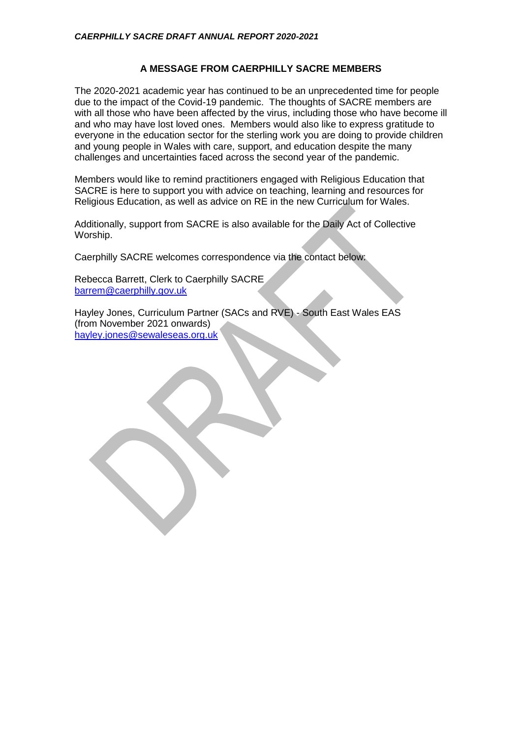## A MESSAGE FROM CAERPHILLY SACRE MEMBERS

The 2020-2021 academic year has continued to be an unprecedented time for people due to the impact of the Covid-19 pandemic. The thoughts of SACRE members are with all those who have been affected by the virus, including those who have become ill and who may have lost loved ones. Members would also like to express gratitude to everyone in the education sector for the sterling work you are doing to provide children and young people in Wales with care, support, and education despite the many challenges and uncertainties faced across the second year of the pandemic.

Members would like to remind practitioners engaged with Religious Education that SACRE is here to support you with advice on teaching, learning and resources for Religious Education, as well as advice on RE in the new Curriculum for Wales.

Additionally, support from SACRE is also available for the Daily Act of Collective Worship.

Caerphilly SACRE welcomes correspondence via the contact below:

Rebecca Barrett, Clerk to Caerphilly SACRE
barrem@caerphilly.gov.uk

Hayley Jones, Curriculum Partner (SACs and RVE) - South East Wales EAS (from November 2021 onwards)
hayley.jones@sewaleseas.org.uk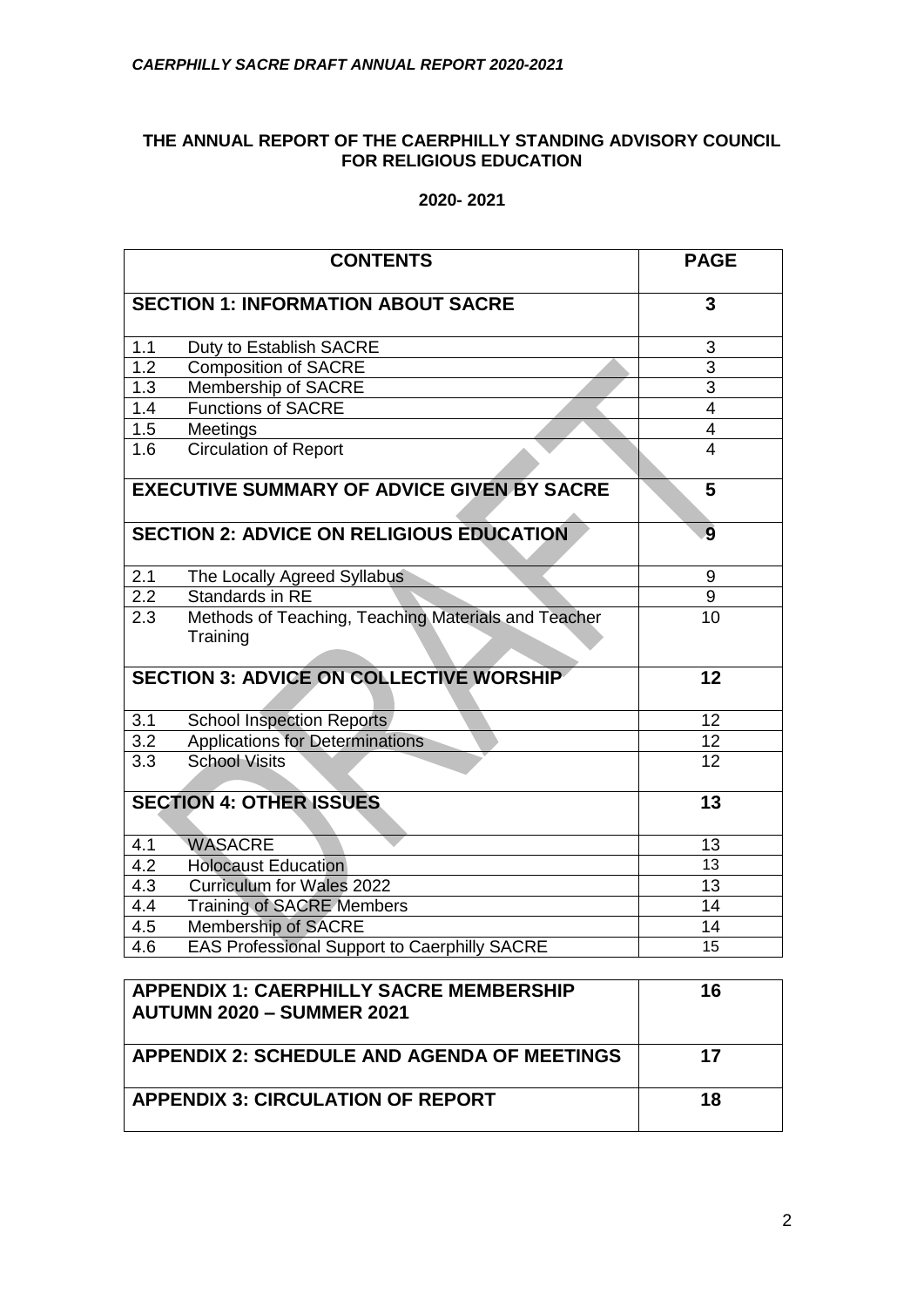**THE ANNUAL REPORT OF THE CAERPHILLY STANDING ADVISORY COUNCIL FOR RELIGIOUS EDUCATION**

**2020- 2021**

| CONTENTS | PAGE |
|---|---|
| **SECTION 1: INFORMATION ABOUT SACRE** | **3** |
| 1.1 Duty to Establish SACRE | 3 |
| 1.2 Composition of SACRE | 3 |
| 1.3 Membership of SACRE | 3 |
| 1.4 Functions of SACRE | 4 |
| 1.5 Meetings | 4 |
| 1.6 Circulation of Report | 4 |
| **EXECUTIVE SUMMARY OF ADVICE GIVEN BY SACRE** | **5** |
| **SECTION 2: ADVICE ON RELIGIOUS EDUCATION** | **9** |
| 2.1 The Locally Agreed Syllabus | 9 |
| 2.2 Standards in RE | 9 |
| 2.3 Methods of Teaching, Teaching Materials and Teacher Training | 10 |
| **SECTION 3: ADVICE ON COLLECTIVE WORSHIP** | **12** |
| 3.1 School Inspection Reports | 12 |
| 3.2 Applications for Determinations | 12 |
| 3.3 School Visits | 12 |
| **SECTION 4: OTHER ISSUES** | **13** |
| 4.1 WASACRE | 13 |
| 4.2 Holocaust Education | 13 |
| 4.3 Curriculum for Wales 2022 | 13 |
| 4.4 Training of SACRE Members | 14 |
| 4.5 Membership of SACRE | 14 |
| 4.6 EAS Professional Support to Caerphilly SACRE | 15 |

| | |
|---|---|
| **APPENDIX 1: CAERPHILLY SACRE MEMBERSHIP AUTUMN 2020 – SUMMER 2021** | **16** |
| **APPENDIX 2: SCHEDULE AND AGENDA OF MEETINGS** | **17** |
| **APPENDIX 3: CIRCULATION OF REPORT** | **18** |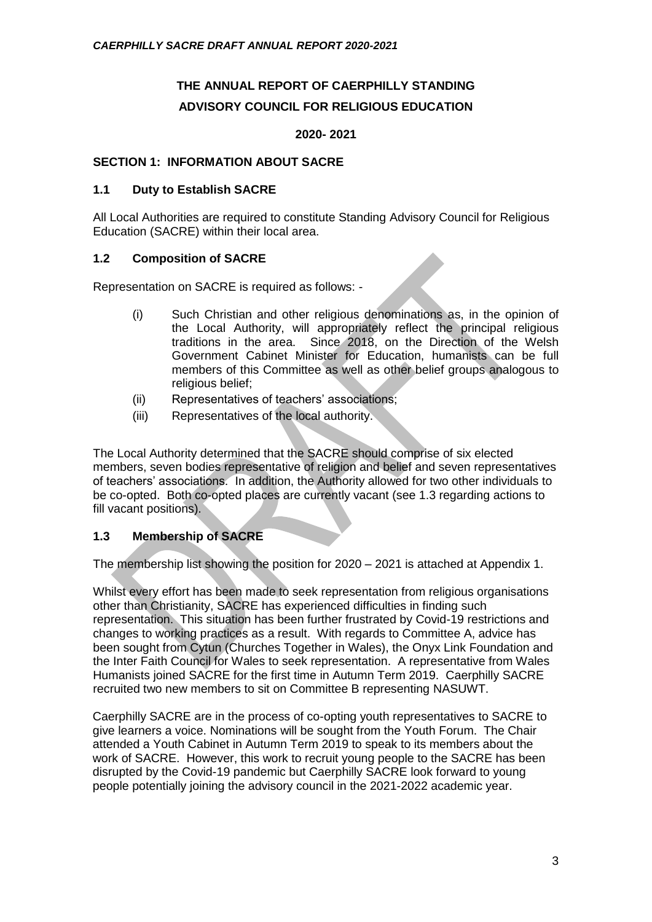# THE ANNUAL REPORT OF CAERPHILLY STANDING ADVISORY COUNCIL FOR RELIGIOUS EDUCATION

**2020- 2021**

## SECTION 1: INFORMATION ABOUT SACRE

### 1.1 Duty to Establish SACRE

All Local Authorities are required to constitute Standing Advisory Council for Religious Education (SACRE) within their local area.

### 1.2 Composition of SACRE

Representation on SACRE is required as follows: -

(i) Such Christian and other religious denominations as, in the opinion of the Local Authority, will appropriately reflect the principal religious traditions in the area. Since 2018, on the Direction of the Welsh Government Cabinet Minister for Education, humanists can be full members of this Committee as well as other belief groups analogous to religious belief;

(ii) Representatives of teachers' associations;

(iii) Representatives of the local authority.

The Local Authority determined that the SACRE should comprise of six elected members, seven bodies representative of religion and belief and seven representatives of teachers' associations. In addition, the Authority allowed for two other individuals to be co-opted. Both co-opted places are currently vacant (see 1.3 regarding actions to fill vacant positions).

### 1.3 Membership of SACRE

The membership list showing the position for 2020 – 2021 is attached at Appendix 1.

Whilst every effort has been made to seek representation from religious organisations other than Christianity, SACRE has experienced difficulties in finding such representation. This situation has been further frustrated by Covid-19 restrictions and changes to working practices as a result. With regards to Committee A, advice has been sought from Cytun (Churches Together in Wales), the Onyx Link Foundation and the Inter Faith Council for Wales to seek representation. A representative from Wales Humanists joined SACRE for the first time in Autumn Term 2019. Caerphilly SACRE recruited two new members to sit on Committee B representing NASUWT.

Caerphilly SACRE are in the process of co-opting youth representatives to SACRE to give learners a voice. Nominations will be sought from the Youth Forum. The Chair attended a Youth Cabinet in Autumn Term 2019 to speak to its members about the work of SACRE. However, this work to recruit young people to the SACRE has been disrupted by the Covid-19 pandemic but Caerphilly SACRE look forward to young people potentially joining the advisory council in the 2021-2022 academic year.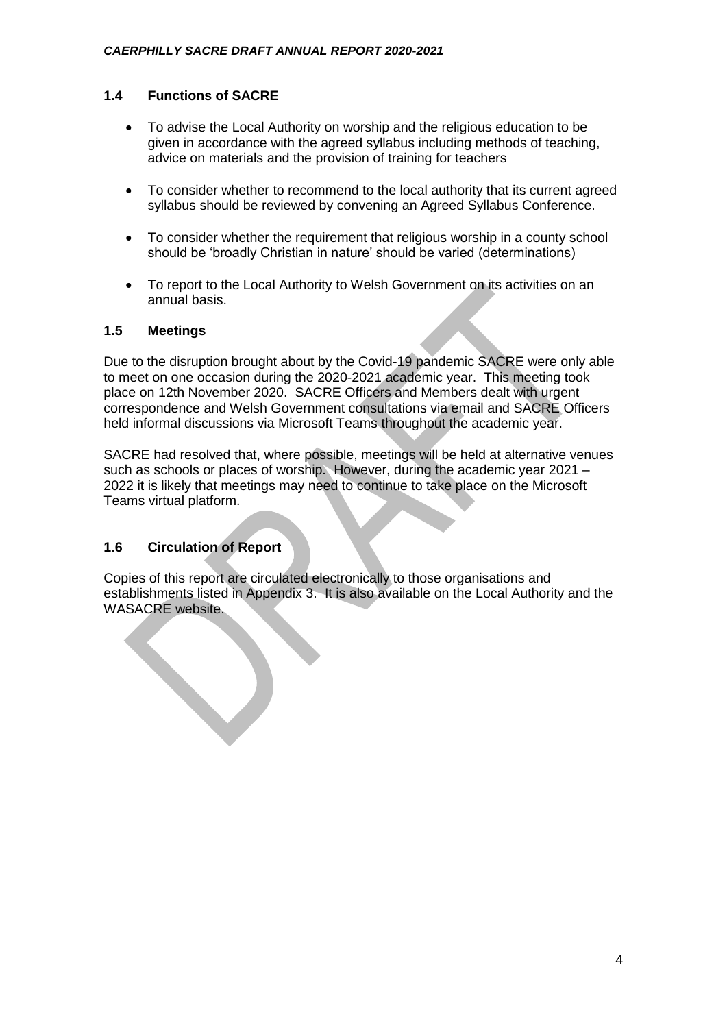### 1.4 Functions of SACRE

- To advise the Local Authority on worship and the religious education to be given in accordance with the agreed syllabus including methods of teaching, advice on materials and the provision of training for teachers
- To consider whether to recommend to the local authority that its current agreed syllabus should be reviewed by convening an Agreed Syllabus Conference.
- To consider whether the requirement that religious worship in a county school should be 'broadly Christian in nature' should be varied (determinations)
- To report to the Local Authority to Welsh Government on its activities on an annual basis.

### 1.5 Meetings

Due to the disruption brought about by the Covid-19 pandemic SACRE were only able to meet on one occasion during the 2020-2021 academic year. This meeting took place on 12th November 2020. SACRE Officers and Members dealt with urgent correspondence and Welsh Government consultations via email and SACRE Officers held informal discussions via Microsoft Teams throughout the academic year.

SACRE had resolved that, where possible, meetings will be held at alternative venues such as schools or places of worship. However, during the academic year 2021 – 2022 it is likely that meetings may need to continue to take place on the Microsoft Teams virtual platform.

### 1.6 Circulation of Report

Copies of this report are circulated electronically to those organisations and establishments listed in Appendix 3. It is also available on the Local Authority and the WASACRE website.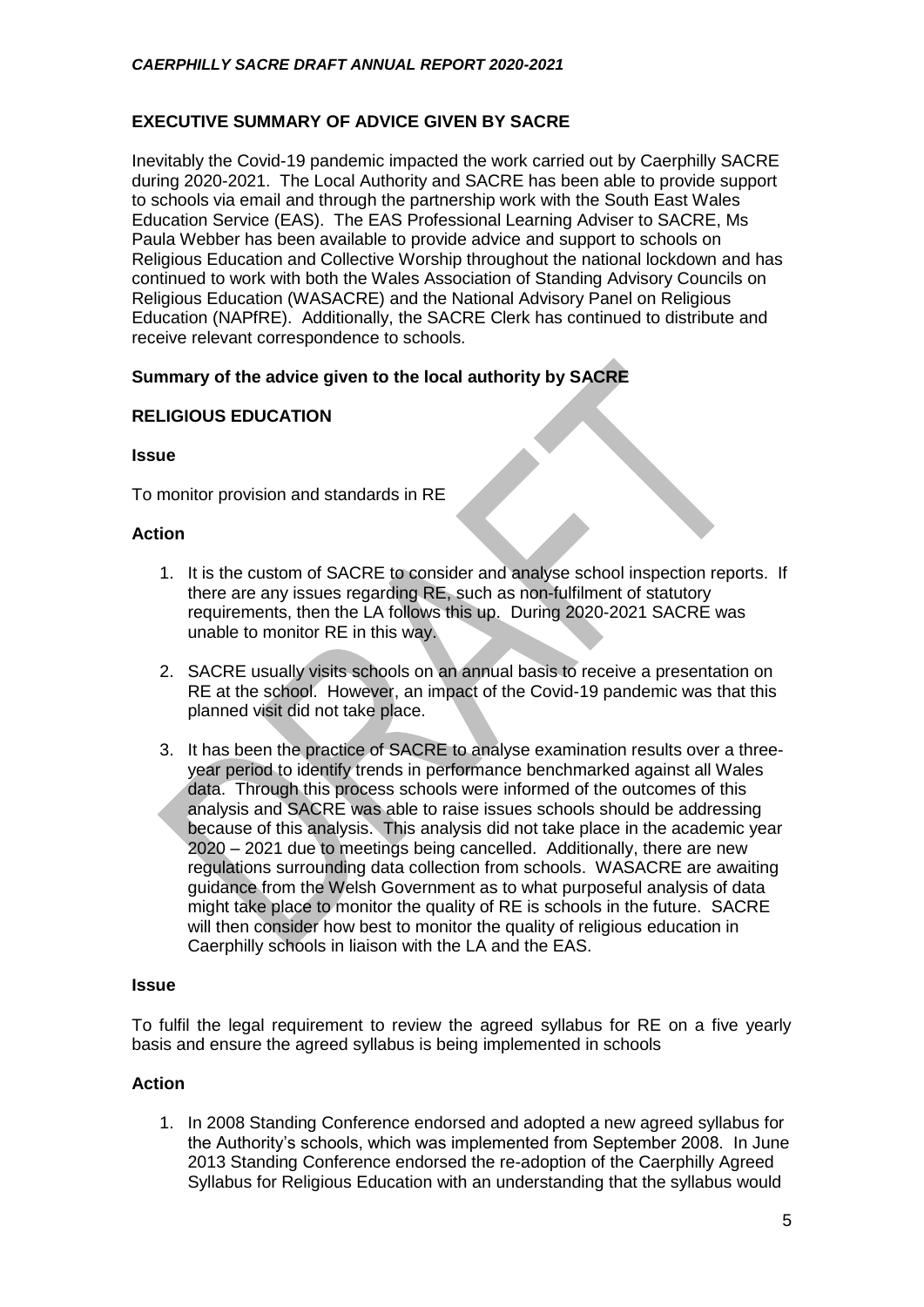## EXECUTIVE SUMMARY OF ADVICE GIVEN BY SACRE

Inevitably the Covid-19 pandemic impacted the work carried out by Caerphilly SACRE during 2020-2021. The Local Authority and SACRE has been able to provide support to schools via email and through the partnership work with the South East Wales Education Service (EAS). The EAS Professional Learning Adviser to SACRE, Ms Paula Webber has been available to provide advice and support to schools on Religious Education and Collective Worship throughout the national lockdown and has continued to work with both the Wales Association of Standing Advisory Councils on Religious Education (WASACRE) and the National Advisory Panel on Religious Education (NAPfRE). Additionally, the SACRE Clerk has continued to distribute and receive relevant correspondence to schools.

### Summary of the advice given to the local authority by SACRE

### RELIGIOUS EDUCATION

**Issue**

To monitor provision and standards in RE

**Action**

1. It is the custom of SACRE to consider and analyse school inspection reports. If there are any issues regarding RE, such as non-fulfilment of statutory requirements, then the LA follows this up. During 2020-2021 SACRE was unable to monitor RE in this way.

2. SACRE usually visits schools on an annual basis to receive a presentation on RE at the school. However, an impact of the Covid-19 pandemic was that this planned visit did not take place.

3. It has been the practice of SACRE to analyse examination results over a three-year period to identify trends in performance benchmarked against all Wales data. Through this process schools were informed of the outcomes of this analysis and SACRE was able to raise issues schools should be addressing because of this analysis. This analysis did not take place in the academic year 2020 – 2021 due to meetings being cancelled. Additionally, there are new regulations surrounding data collection from schools. WASACRE are awaiting guidance from the Welsh Government as to what purposeful analysis of data might take place to monitor the quality of RE is schools in the future. SACRE will then consider how best to monitor the quality of religious education in Caerphilly schools in liaison with the LA and the EAS.

**Issue**

To fulfil the legal requirement to review the agreed syllabus for RE on a five yearly basis and ensure the agreed syllabus is being implemented in schools

**Action**

1. In 2008 Standing Conference endorsed and adopted a new agreed syllabus for the Authority's schools, which was implemented from September 2008. In June 2013 Standing Conference endorsed the re-adoption of the Caerphilly Agreed Syllabus for Religious Education with an understanding that the syllabus would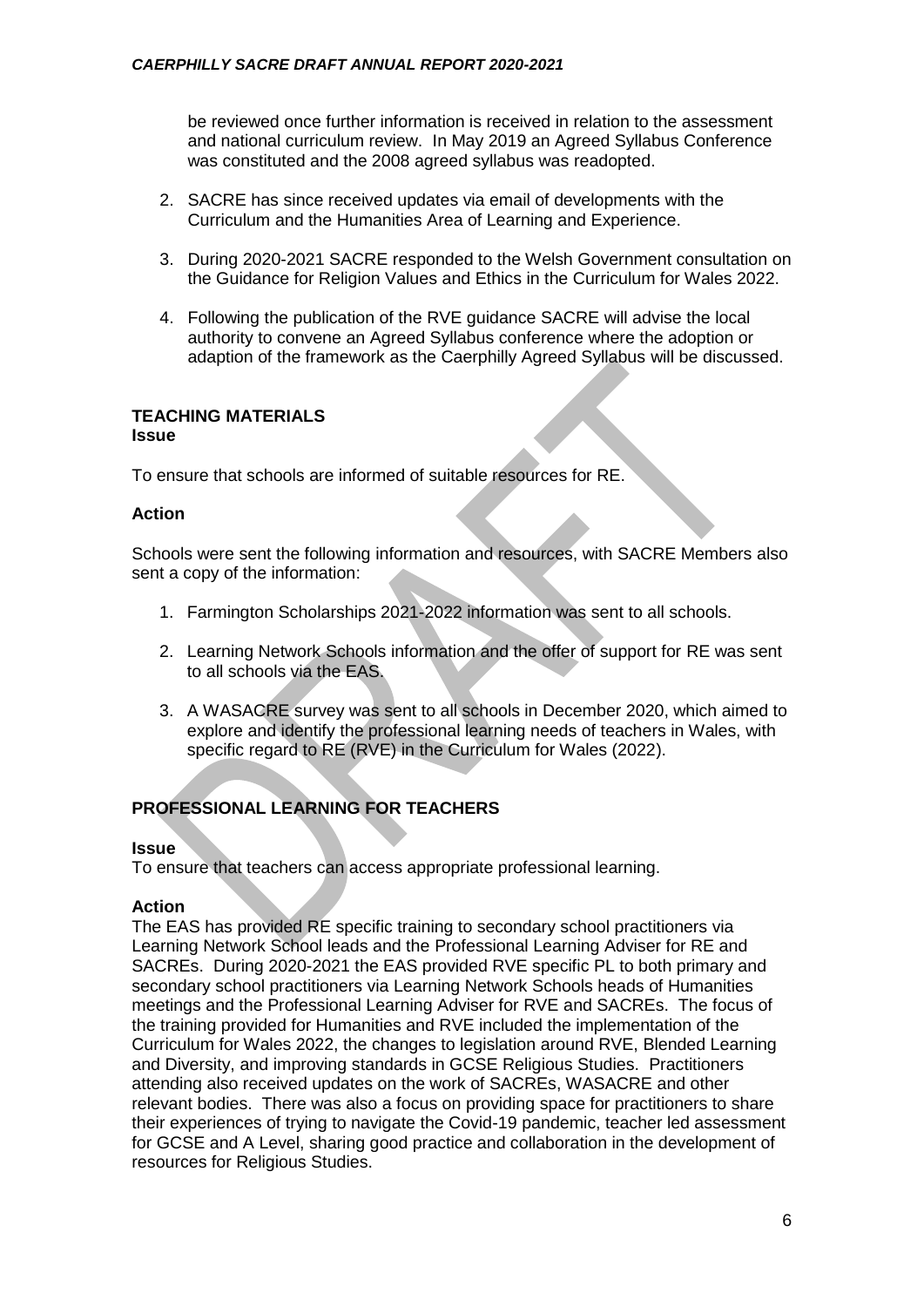be reviewed once further information is received in relation to the assessment and national curriculum review. In May 2019 an Agreed Syllabus Conference was constituted and the 2008 agreed syllabus was readopted.

2. SACRE has since received updates via email of developments with the Curriculum and the Humanities Area of Learning and Experience.

3. During 2020-2021 SACRE responded to the Welsh Government consultation on the Guidance for Religion Values and Ethics in the Curriculum for Wales 2022.

4. Following the publication of the RVE guidance SACRE will advise the local authority to convene an Agreed Syllabus conference where the adoption or adaption of the framework as the Caerphilly Agreed Syllabus will be discussed.

## TEACHING MATERIALS

**Issue**

To ensure that schools are informed of suitable resources for RE.

**Action**

Schools were sent the following information and resources, with SACRE Members also sent a copy of the information:

1. Farmington Scholarships 2021-2022 information was sent to all schools.

2. Learning Network Schools information and the offer of support for RE was sent to all schools via the EAS.

3. A WASACRE survey was sent to all schools in December 2020, which aimed to explore and identify the professional learning needs of teachers in Wales, with specific regard to RE (RVE) in the Curriculum for Wales (2022).

## PROFESSIONAL LEARNING FOR TEACHERS

**Issue**

To ensure that teachers can access appropriate professional learning.

**Action**

The EAS has provided RE specific training to secondary school practitioners via Learning Network School leads and the Professional Learning Adviser for RE and SACREs. During 2020-2021 the EAS provided RVE specific PL to both primary and secondary school practitioners via Learning Network Schools heads of Humanities meetings and the Professional Learning Adviser for RVE and SACREs. The focus of the training provided for Humanities and RVE included the implementation of the Curriculum for Wales 2022, the changes to legislation around RVE, Blended Learning and Diversity, and improving standards in GCSE Religious Studies. Practitioners attending also received updates on the work of SACREs, WASACRE and other relevant bodies. There was also a focus on providing space for practitioners to share their experiences of trying to navigate the Covid-19 pandemic, teacher led assessment for GCSE and A Level, sharing good practice and collaboration in the development of resources for Religious Studies.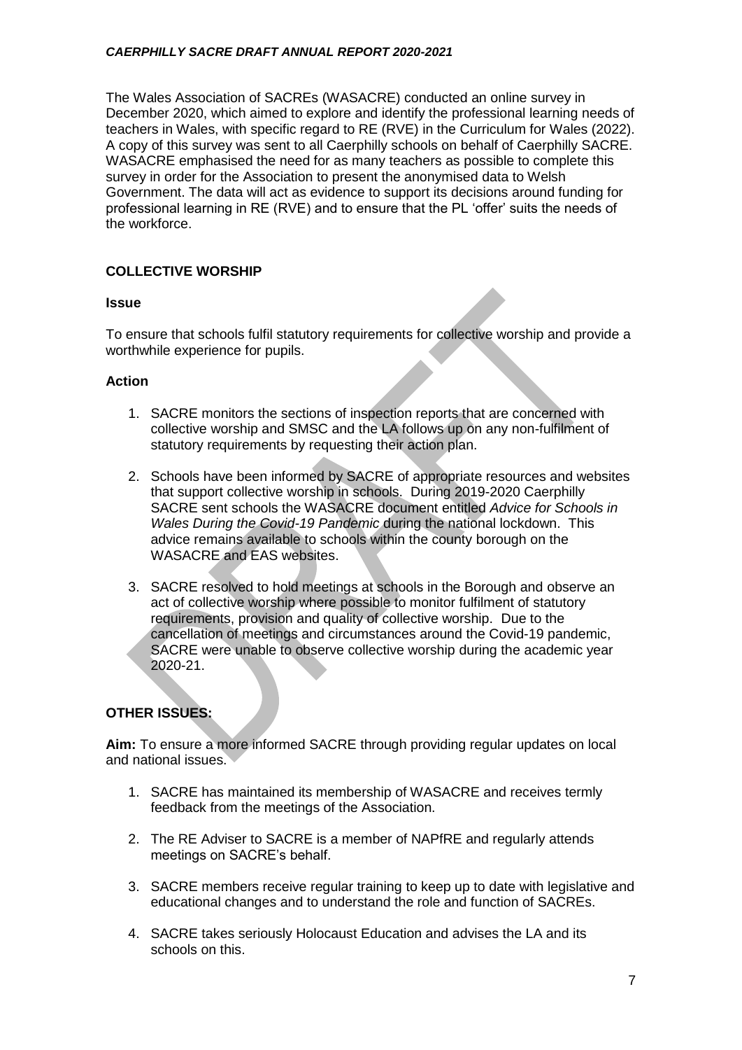The Wales Association of SACREs (WASACRE) conducted an online survey in December 2020, which aimed to explore and identify the professional learning needs of teachers in Wales, with specific regard to RE (RVE) in the Curriculum for Wales (2022). A copy of this survey was sent to all Caerphilly schools on behalf of Caerphilly SACRE. WASACRE emphasised the need for as many teachers as possible to complete this survey in order for the Association to present the anonymised data to Welsh Government. The data will act as evidence to support its decisions around funding for professional learning in RE (RVE) and to ensure that the PL 'offer' suits the needs of the workforce.

## COLLECTIVE WORSHIP

### Issue

To ensure that schools fulfil statutory requirements for collective worship and provide a worthwhile experience for pupils.

### Action

1. SACRE monitors the sections of inspection reports that are concerned with collective worship and SMSC and the LA follows up on any non-fulfilment of statutory requirements by requesting their action plan.

2. Schools have been informed by SACRE of appropriate resources and websites that support collective worship in schools. During 2019-2020 Caerphilly SACRE sent schools the WASACRE document entitled *Advice for Schools in Wales During the Covid-19 Pandemic* during the national lockdown. This advice remains available to schools within the county borough on the WASACRE and EAS websites.

3. SACRE resolved to hold meetings at schools in the Borough and observe an act of collective worship where possible to monitor fulfilment of statutory requirements, provision and quality of collective worship. Due to the cancellation of meetings and circumstances around the Covid-19 pandemic, SACRE were unable to observe collective worship during the academic year 2020-21.

## OTHER ISSUES:

**Aim:** To ensure a more informed SACRE through providing regular updates on local and national issues.

1. SACRE has maintained its membership of WASACRE and receives termly feedback from the meetings of the Association.

2. The RE Adviser to SACRE is a member of NAPfRE and regularly attends meetings on SACRE's behalf.

3. SACRE members receive regular training to keep up to date with legislative and educational changes and to understand the role and function of SACREs.

4. SACRE takes seriously Holocaust Education and advises the LA and its schools on this.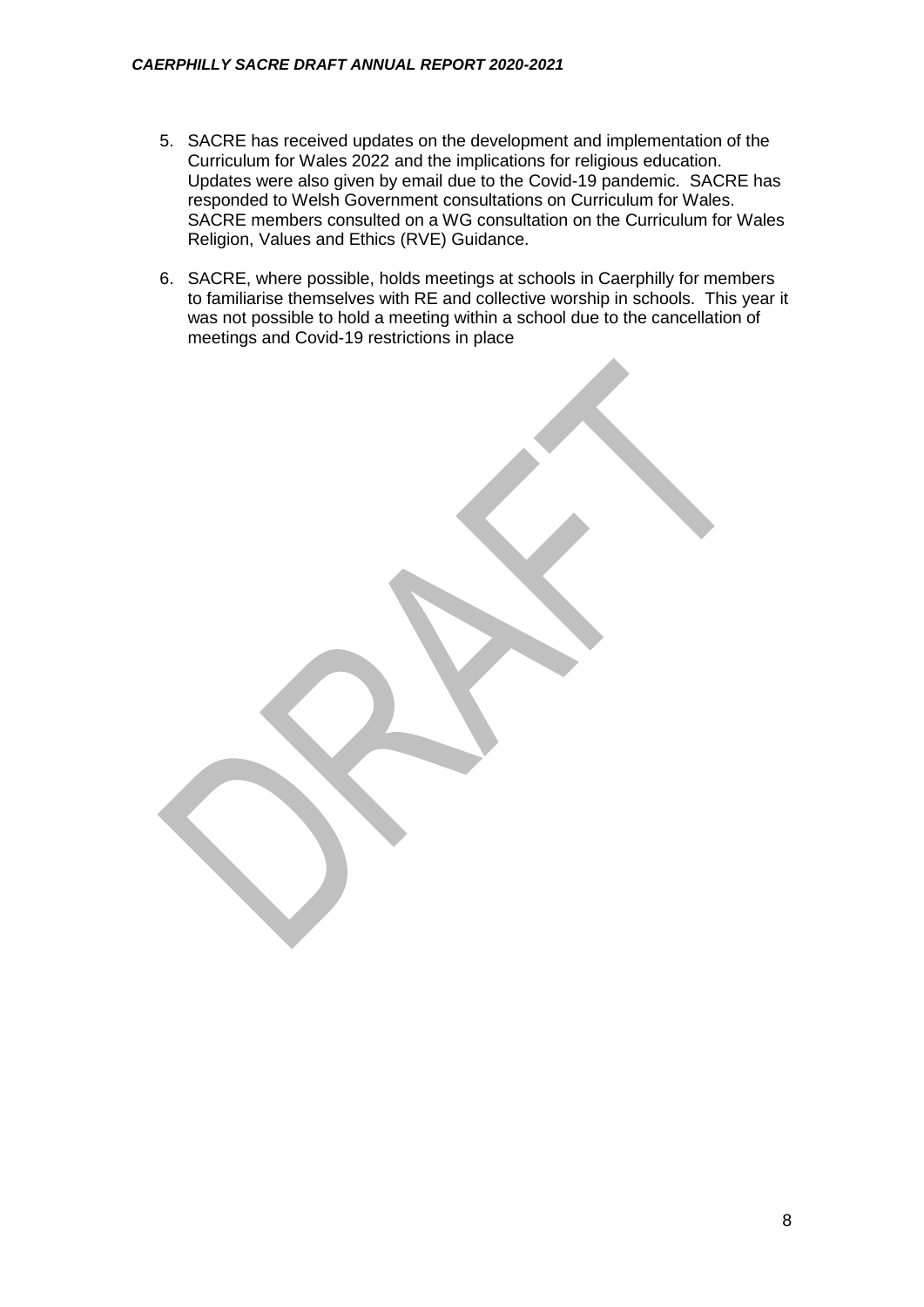5. SACRE has received updates on the development and implementation of the Curriculum for Wales 2022 and the implications for religious education. Updates were also given by email due to the Covid-19 pandemic. SACRE has responded to Welsh Government consultations on Curriculum for Wales. SACRE members consulted on a WG consultation on the Curriculum for Wales Religion, Values and Ethics (RVE) Guidance.

6. SACRE, where possible, holds meetings at schools in Caerphilly for members to familiarise themselves with RE and collective worship in schools. This year it was not possible to hold a meeting within a school due to the cancellation of meetings and Covid-19 restrictions in place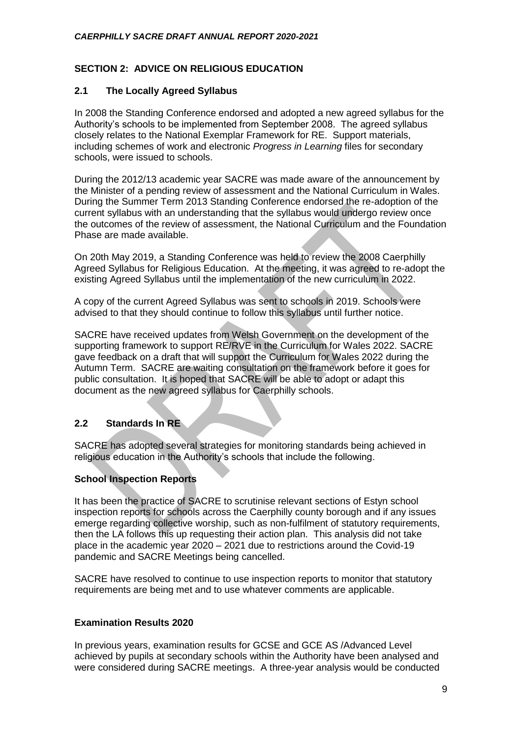## SECTION 2: ADVICE ON RELIGIOUS EDUCATION

### 2.1 The Locally Agreed Syllabus

In 2008 the Standing Conference endorsed and adopted a new agreed syllabus for the Authority's schools to be implemented from September 2008. The agreed syllabus closely relates to the National Exemplar Framework for RE. Support materials, including schemes of work and electronic *Progress in Learning* files for secondary schools, were issued to schools.

During the 2012/13 academic year SACRE was made aware of the announcement by the Minister of a pending review of assessment and the National Curriculum in Wales. During the Summer Term 2013 Standing Conference endorsed the re-adoption of the current syllabus with an understanding that the syllabus would undergo review once the outcomes of the review of assessment, the National Curriculum and the Foundation Phase are made available.

On 20th May 2019, a Standing Conference was held to review the 2008 Caerphilly Agreed Syllabus for Religious Education. At the meeting, it was agreed to re-adopt the existing Agreed Syllabus until the implementation of the new curriculum in 2022.

A copy of the current Agreed Syllabus was sent to schools in 2019. Schools were advised to that they should continue to follow this syllabus until further notice.

SACRE have received updates from Welsh Government on the development of the supporting framework to support RE/RVE in the Curriculum for Wales 2022. SACRE gave feedback on a draft that will support the Curriculum for Wales 2022 during the Autumn Term. SACRE are waiting consultation on the framework before it goes for public consultation. It is hoped that SACRE will be able to adopt or adapt this document as the new agreed syllabus for Caerphilly schools.

### 2.2 Standards In RE

SACRE has adopted several strategies for monitoring standards being achieved in religious education in the Authority's schools that include the following.

**School Inspection Reports**

It has been the practice of SACRE to scrutinise relevant sections of Estyn school inspection reports for schools across the Caerphilly county borough and if any issues emerge regarding collective worship, such as non-fulfilment of statutory requirements, then the LA follows this up requesting their action plan. This analysis did not take place in the academic year 2020 – 2021 due to restrictions around the Covid-19 pandemic and SACRE Meetings being cancelled.

SACRE have resolved to continue to use inspection reports to monitor that statutory requirements are being met and to use whatever comments are applicable.

**Examination Results 2020**

In previous years, examination results for GCSE and GCE AS /Advanced Level achieved by pupils at secondary schools within the Authority have been analysed and were considered during SACRE meetings. A three-year analysis would be conducted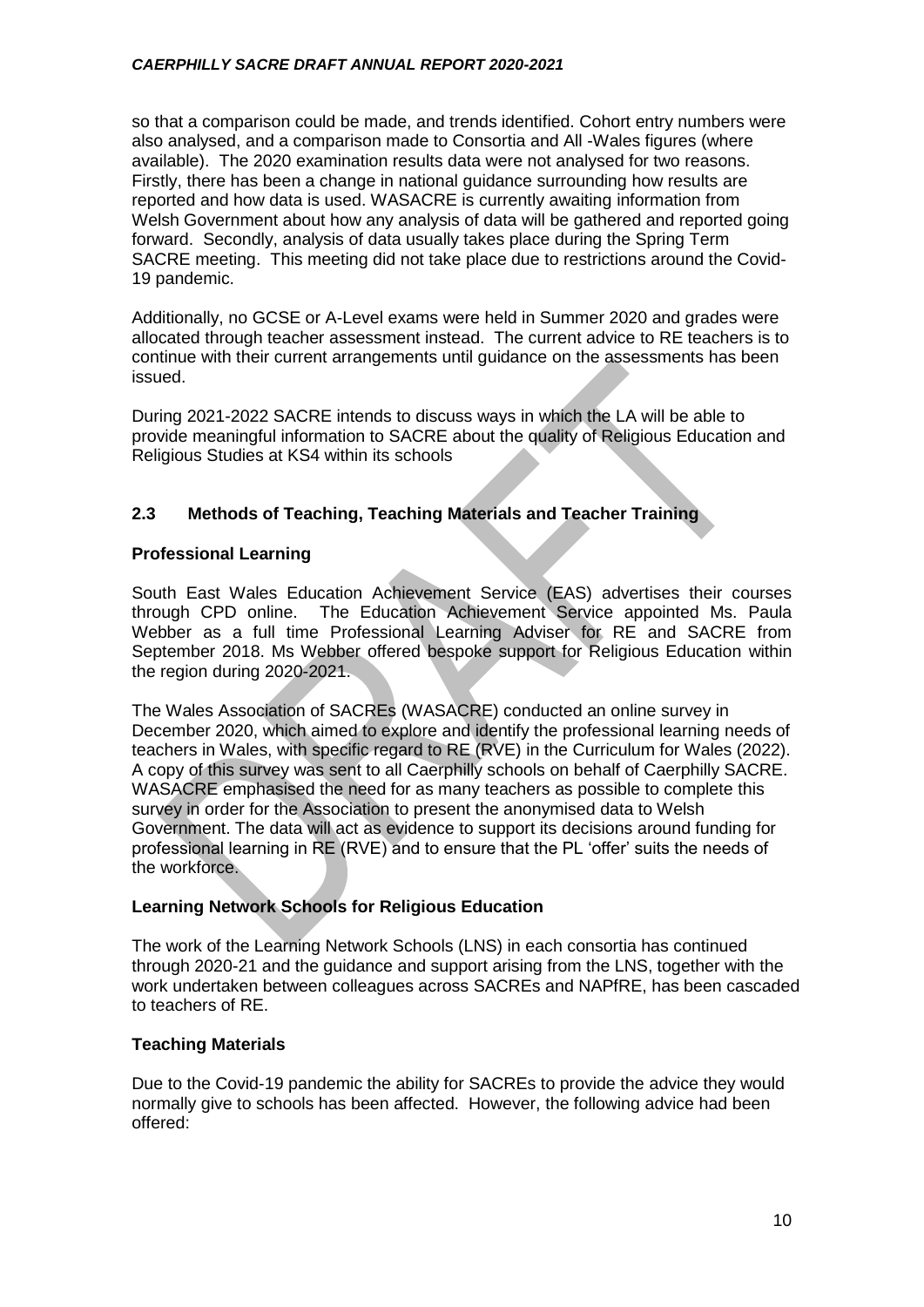so that a comparison could be made, and trends identified. Cohort entry numbers were also analysed, and a comparison made to Consortia and All -Wales figures (where available). The 2020 examination results data were not analysed for two reasons. Firstly, there has been a change in national guidance surrounding how results are reported and how data is used. WASACRE is currently awaiting information from Welsh Government about how any analysis of data will be gathered and reported going forward. Secondly, analysis of data usually takes place during the Spring Term SACRE meeting. This meeting did not take place due to restrictions around the Covid-19 pandemic.

Additionally, no GCSE or A-Level exams were held in Summer 2020 and grades were allocated through teacher assessment instead. The current advice to RE teachers is to continue with their current arrangements until guidance on the assessments has been issued.

During 2021-2022 SACRE intends to discuss ways in which the LA will be able to provide meaningful information to SACRE about the quality of Religious Education and Religious Studies at KS4 within its schools

## 2.3 Methods of Teaching, Teaching Materials and Teacher Training

### Professional Learning

South East Wales Education Achievement Service (EAS) advertises their courses through CPD online. The Education Achievement Service appointed Ms. Paula Webber as a full time Professional Learning Adviser for RE and SACRE from September 2018. Ms Webber offered bespoke support for Religious Education within the region during 2020-2021.

The Wales Association of SACREs (WASACRE) conducted an online survey in December 2020, which aimed to explore and identify the professional learning needs of teachers in Wales, with specific regard to RE (RVE) in the Curriculum for Wales (2022). A copy of this survey was sent to all Caerphilly schools on behalf of Caerphilly SACRE. WASACRE emphasised the need for as many teachers as possible to complete this survey in order for the Association to present the anonymised data to Welsh Government. The data will act as evidence to support its decisions around funding for professional learning in RE (RVE) and to ensure that the PL 'offer' suits the needs of the workforce.

### Learning Network Schools for Religious Education

The work of the Learning Network Schools (LNS) in each consortia has continued through 2020-21 and the guidance and support arising from the LNS, together with the work undertaken between colleagues across SACREs and NAPfRE, has been cascaded to teachers of RE.

### Teaching Materials

Due to the Covid-19 pandemic the ability for SACREs to provide the advice they would normally give to schools has been affected. However, the following advice had been offered: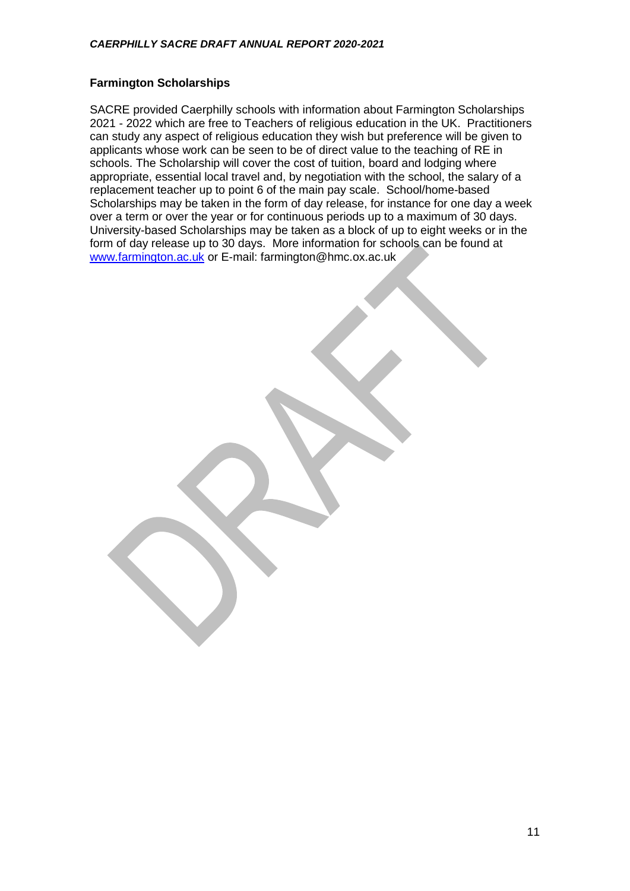### Farmington Scholarships

SACRE provided Caerphilly schools with information about Farmington Scholarships 2021 - 2022 which are free to Teachers of religious education in the UK. Practitioners can study any aspect of religious education they wish but preference will be given to applicants whose work can be seen to be of direct value to the teaching of RE in schools. The Scholarship will cover the cost of tuition, board and lodging where appropriate, essential local travel and, by negotiation with the school, the salary of a replacement teacher up to point 6 of the main pay scale. School/home-based Scholarships may be taken in the form of day release, for instance for one day a week over a term or over the year or for continuous periods up to a maximum of 30 days. University-based Scholarships may be taken as a block of up to eight weeks or in the form of day release up to 30 days. More information for schools can be found at [www.farmington.ac.uk](http://www.farmington.ac.uk) or E-mail: farmington@hmc.ox.ac.uk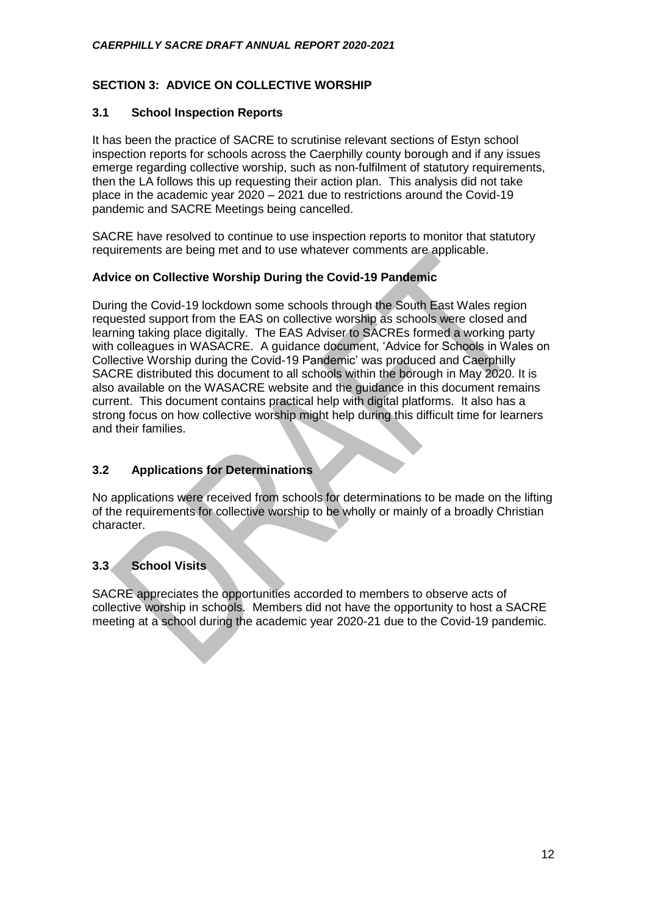## SECTION 3: ADVICE ON COLLECTIVE WORSHIP

### 3.1 School Inspection Reports

It has been the practice of SACRE to scrutinise relevant sections of Estyn school inspection reports for schools across the Caerphilly county borough and if any issues emerge regarding collective worship, such as non-fulfilment of statutory requirements, then the LA follows this up requesting their action plan. This analysis did not take place in the academic year 2020 – 2021 due to restrictions around the Covid-19 pandemic and SACRE Meetings being cancelled.

SACRE have resolved to continue to use inspection reports to monitor that statutory requirements are being met and to use whatever comments are applicable.

**Advice on Collective Worship During the Covid-19 Pandemic**

During the Covid-19 lockdown some schools through the South East Wales region requested support from the EAS on collective worship as schools were closed and learning taking place digitally. The EAS Adviser to SACREs formed a working party with colleagues in WASACRE. A guidance document, 'Advice for Schools in Wales on Collective Worship during the Covid-19 Pandemic' was produced and Caerphilly SACRE distributed this document to all schools within the borough in May 2020. It is also available on the WASACRE website and the guidance in this document remains current. This document contains practical help with digital platforms. It also has a strong focus on how collective worship might help during this difficult time for learners and their families.

### 3.2 Applications for Determinations

No applications were received from schools for determinations to be made on the lifting of the requirements for collective worship to be wholly or mainly of a broadly Christian character.

### 3.3 School Visits

SACRE appreciates the opportunities accorded to members to observe acts of collective worship in schools. Members did not have the opportunity to host a SACRE meeting at a school during the academic year 2020-21 due to the Covid-19 pandemic.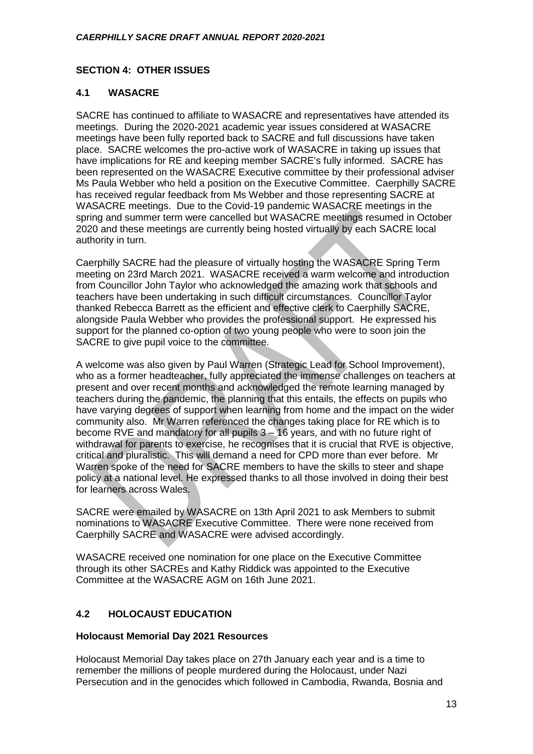## SECTION 4: OTHER ISSUES

### 4.1 WASACRE

SACRE has continued to affiliate to WASACRE and representatives have attended its meetings. During the 2020-2021 academic year issues considered at WASACRE meetings have been fully reported back to SACRE and full discussions have taken place. SACRE welcomes the pro-active work of WASACRE in taking up issues that have implications for RE and keeping member SACRE's fully informed. SACRE has been represented on the WASACRE Executive committee by their professional adviser Ms Paula Webber who held a position on the Executive Committee. Caerphilly SACRE has received regular feedback from Ms Webber and those representing SACRE at WASACRE meetings. Due to the Covid-19 pandemic WASACRE meetings in the spring and summer term were cancelled but WASACRE meetings resumed in October 2020 and these meetings are currently being hosted virtually by each SACRE local authority in turn.

Caerphilly SACRE had the pleasure of virtually hosting the WASACRE Spring Term meeting on 23rd March 2021. WASACRE received a warm welcome and introduction from Councillor John Taylor who acknowledged the amazing work that schools and teachers have been undertaking in such difficult circumstances. Councillor Taylor thanked Rebecca Barrett as the efficient and effective clerk to Caerphilly SACRE, alongside Paula Webber who provides the professional support. He expressed his support for the planned co-option of two young people who were to soon join the SACRE to give pupil voice to the committee.

A welcome was also given by Paul Warren (Strategic Lead for School Improvement), who as a former headteacher, fully appreciated the immense challenges on teachers at present and over recent months and acknowledged the remote learning managed by teachers during the pandemic, the planning that this entails, the effects on pupils who have varying degrees of support when learning from home and the impact on the wider community also. Mr Warren referenced the changes taking place for RE which is to become RVE and mandatory for all pupils 3 – 16 years, and with no future right of withdrawal for parents to exercise, he recognises that it is crucial that RVE is objective, critical and pluralistic. This will demand a need for CPD more than ever before. Mr Warren spoke of the need for SACRE members to have the skills to steer and shape policy at a national level. He expressed thanks to all those involved in doing their best for learners across Wales.

SACRE were emailed by WASACRE on 13th April 2021 to ask Members to submit nominations to WASACRE Executive Committee. There were none received from Caerphilly SACRE and WASACRE were advised accordingly.

WASACRE received one nomination for one place on the Executive Committee through its other SACREs and Kathy Riddick was appointed to the Executive Committee at the WASACRE AGM on 16th June 2021.

### 4.2 HOLOCAUST EDUCATION

**Holocaust Memorial Day 2021 Resources**

Holocaust Memorial Day takes place on 27th January each year and is a time to remember the millions of people murdered during the Holocaust, under Nazi Persecution and in the genocides which followed in Cambodia, Rwanda, Bosnia and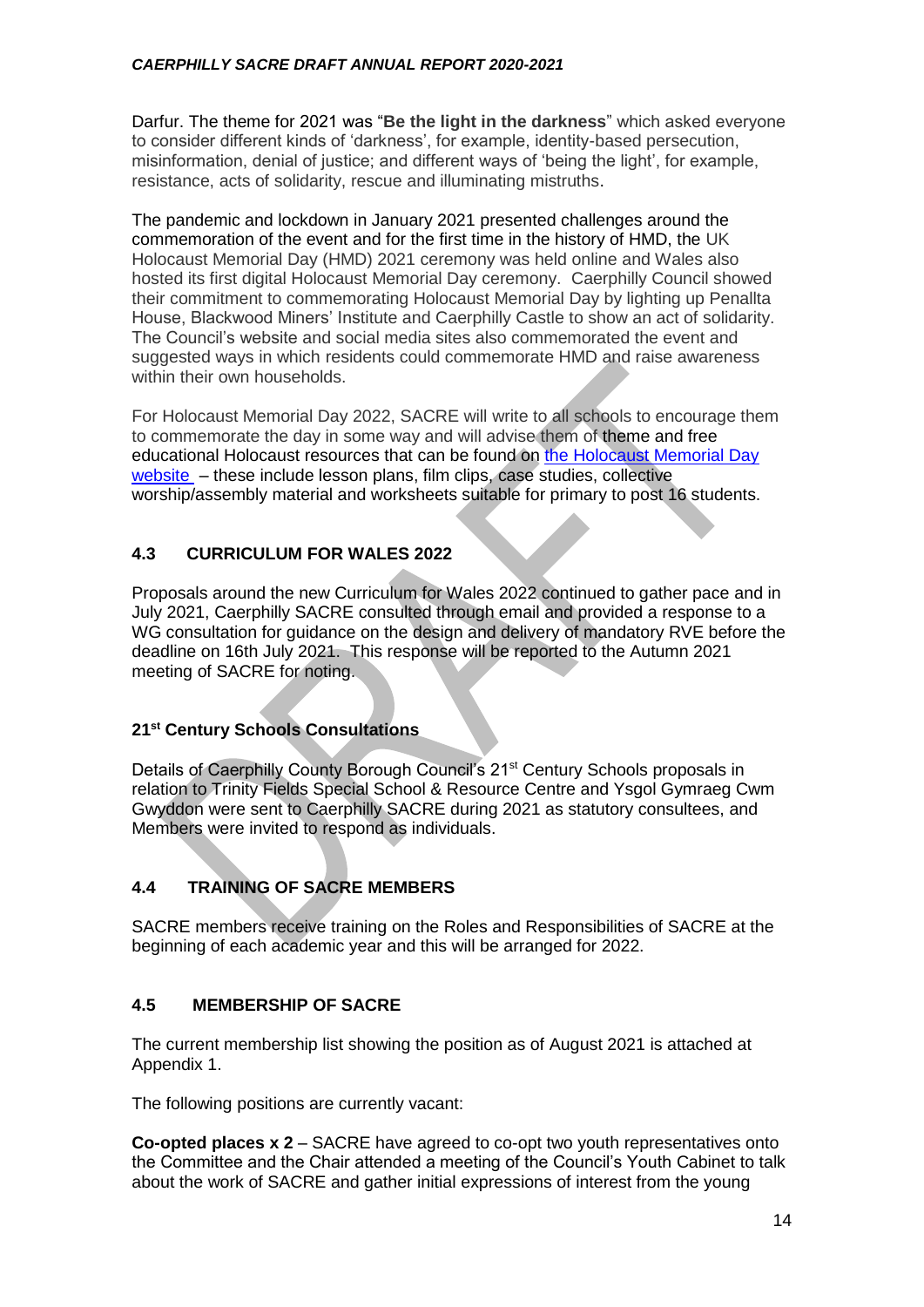Darfur. The theme for 2021 was "**Be the light in the darkness**" which asked everyone to consider different kinds of 'darkness', for example, identity-based persecution, misinformation, denial of justice; and different ways of 'being the light', for example, resistance, acts of solidarity, rescue and illuminating mistruths.

The pandemic and lockdown in January 2021 presented challenges around the commemoration of the event and for the first time in the history of HMD, the UK Holocaust Memorial Day (HMD) 2021 ceremony was held online and Wales also hosted its first digital Holocaust Memorial Day ceremony. Caerphilly Council showed their commitment to commemorating Holocaust Memorial Day by lighting up Penallta House, Blackwood Miners' Institute and Caerphilly Castle to show an act of solidarity. The Council's website and social media sites also commemorated the event and suggested ways in which residents could commemorate HMD and raise awareness within their own households.

For Holocaust Memorial Day 2022, SACRE will write to all schools to encourage them to commemorate the day in some way and will advise them of theme and free educational Holocaust resources that can be found on [the Holocaust Memorial Day website](#) – these include lesson plans, film clips, case studies, collective worship/assembly material and worksheets suitable for primary to post 16 students.

## 4.3 CURRICULUM FOR WALES 2022

Proposals around the new Curriculum for Wales 2022 continued to gather pace and in July 2021, Caerphilly SACRE consulted through email and provided a response to a WG consultation for guidance on the design and delivery of mandatory RVE before the deadline on 16th July 2021. This response will be reported to the Autumn 2021 meeting of SACRE for noting.

### 21st Century Schools Consultations

Details of Caerphilly County Borough Council's 21st Century Schools proposals in relation to Trinity Fields Special School & Resource Centre and Ysgol Gymraeg Cwm Gwyddon were sent to Caerphilly SACRE during 2021 as statutory consultees, and Members were invited to respond as individuals.

## 4.4 TRAINING OF SACRE MEMBERS

SACRE members receive training on the Roles and Responsibilities of SACRE at the beginning of each academic year and this will be arranged for 2022.

## 4.5 MEMBERSHIP OF SACRE

The current membership list showing the position as of August 2021 is attached at Appendix 1.

The following positions are currently vacant:

**Co-opted places x 2** – SACRE have agreed to co-opt two youth representatives onto the Committee and the Chair attended a meeting of the Council's Youth Cabinet to talk about the work of SACRE and gather initial expressions of interest from the young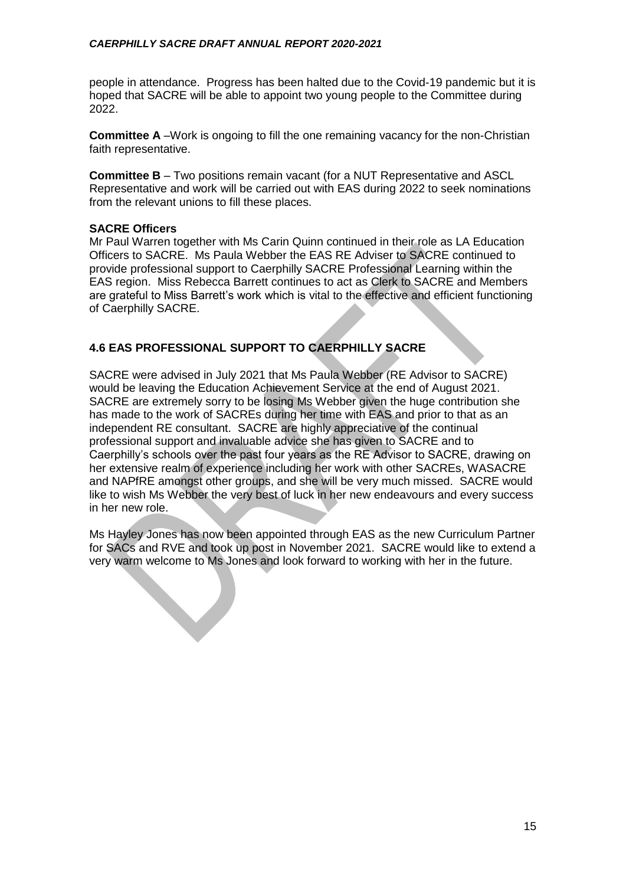people in attendance. Progress has been halted due to the Covid-19 pandemic but it is hoped that SACRE will be able to appoint two young people to the Committee during 2022.

**Committee A** –Work is ongoing to fill the one remaining vacancy for the non-Christian faith representative.

**Committee B** – Two positions remain vacant (for a NUT Representative and ASCL Representative and work will be carried out with EAS during 2022 to seek nominations from the relevant unions to fill these places.

**SACRE Officers**

Mr Paul Warren together with Ms Carin Quinn continued in their role as LA Education Officers to SACRE. Ms Paula Webber the EAS RE Adviser to SACRE continued to provide professional support to Caerphilly SACRE Professional Learning within the EAS region. Miss Rebecca Barrett continues to act as Clerk to SACRE and Members are grateful to Miss Barrett's work which is vital to the effective and efficient functioning of Caerphilly SACRE.

## 4.6 EAS PROFESSIONAL SUPPORT TO CAERPHILLY SACRE

SACRE were advised in July 2021 that Ms Paula Webber (RE Advisor to SACRE) would be leaving the Education Achievement Service at the end of August 2021. SACRE are extremely sorry to be losing Ms Webber given the huge contribution she has made to the work of SACREs during her time with EAS and prior to that as an independent RE consultant. SACRE are highly appreciative of the continual professional support and invaluable advice she has given to SACRE and to Caerphilly's schools over the past four years as the RE Advisor to SACRE, drawing on her extensive realm of experience including her work with other SACREs, WASACRE and NAPfRE amongst other groups, and she will be very much missed. SACRE would like to wish Ms Webber the very best of luck in her new endeavours and every success in her new role.

Ms Hayley Jones has now been appointed through EAS as the new Curriculum Partner for SACs and RVE and took up post in November 2021. SACRE would like to extend a very warm welcome to Ms Jones and look forward to working with her in the future.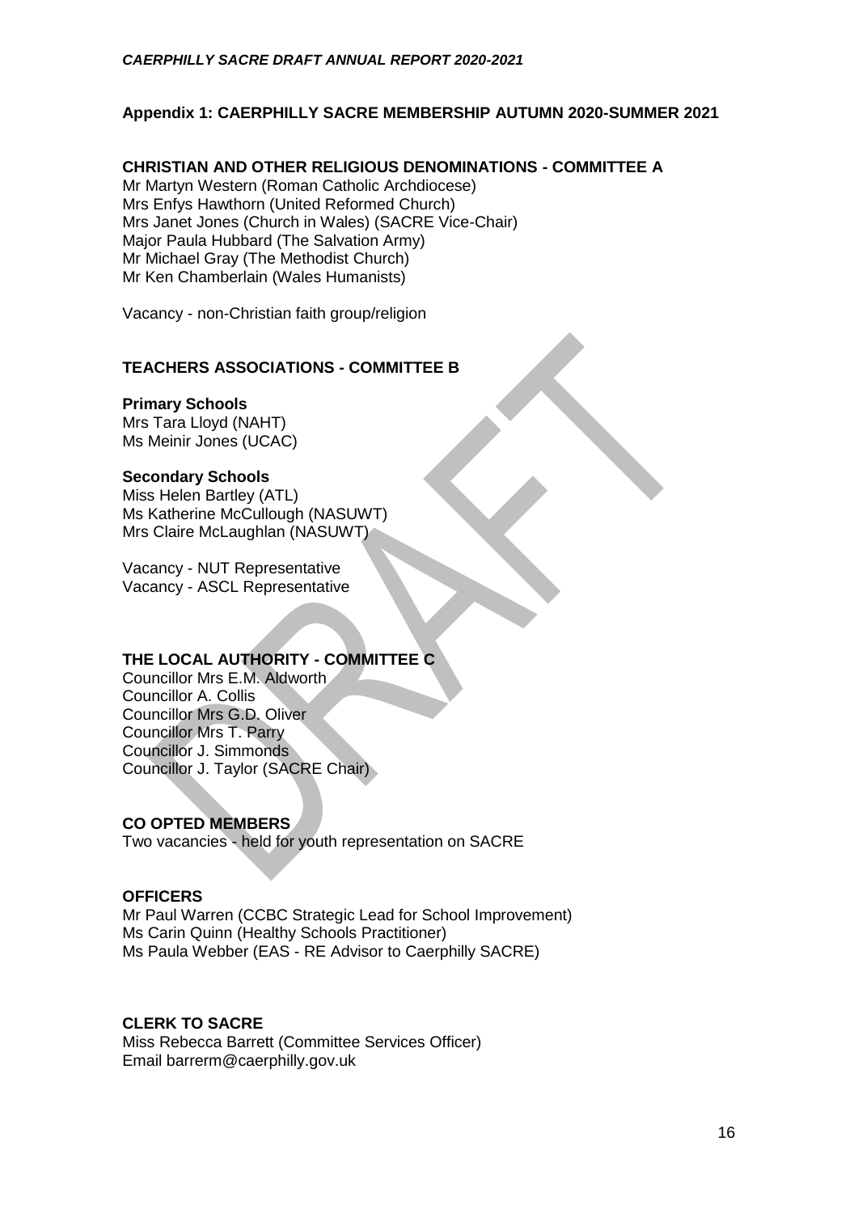## Appendix 1: CAERPHILLY SACRE MEMBERSHIP AUTUMN 2020-SUMMER 2021

### CHRISTIAN AND OTHER RELIGIOUS DENOMINATIONS - COMMITTEE A

Mr Martyn Western (Roman Catholic Archdiocese)
Mrs Enfys Hawthorn (United Reformed Church)
Mrs Janet Jones (Church in Wales) (SACRE Vice-Chair)
Major Paula Hubbard (The Salvation Army)
Mr Michael Gray (The Methodist Church)
Mr Ken Chamberlain (Wales Humanists)

Vacancy - non-Christian faith group/religion

### TEACHERS ASSOCIATIONS - COMMITTEE B

**Primary Schools**
Mrs Tara Lloyd (NAHT)
Ms Meinir Jones (UCAC)

**Secondary Schools**
Miss Helen Bartley (ATL)
Ms Katherine McCullough (NASUWT)
Mrs Claire McLaughlan (NASUWT)

Vacancy - NUT Representative
Vacancy - ASCL Representative

### THE LOCAL AUTHORITY - COMMITTEE C

Councillor Mrs E.M. Aldworth
Councillor A. Collis
Councillor Mrs G.D. Oliver
Councillor Mrs T. Parry
Councillor J. Simmonds
Councillor J. Taylor (SACRE Chair)

### CO OPTED MEMBERS

Two vacancies - held for youth representation on SACRE

### OFFICERS

Mr Paul Warren (CCBC Strategic Lead for School Improvement)
Ms Carin Quinn (Healthy Schools Practitioner)
Ms Paula Webber (EAS - RE Advisor to Caerphilly SACRE)

### CLERK TO SACRE

Miss Rebecca Barrett (Committee Services Officer)
Email barrerm@caerphilly.gov.uk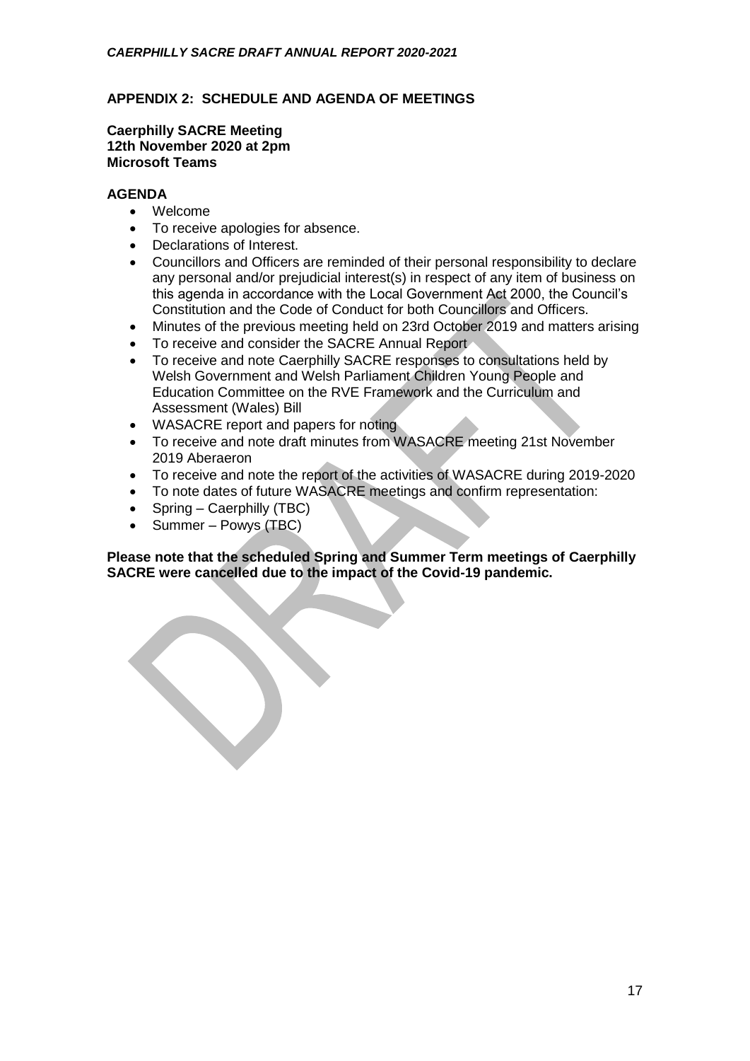## APPENDIX 2: SCHEDULE AND AGENDA OF MEETINGS

**Caerphilly SACRE Meeting**
**12th November 2020 at 2pm**
**Microsoft Teams**

### AGENDA

- Welcome
- To receive apologies for absence.
- Declarations of Interest.
- Councillors and Officers are reminded of their personal responsibility to declare any personal and/or prejudicial interest(s) in respect of any item of business on this agenda in accordance with the Local Government Act 2000, the Council's Constitution and the Code of Conduct for both Councillors and Officers.
- Minutes of the previous meeting held on 23rd October 2019 and matters arising
- To receive and consider the SACRE Annual Report
- To receive and note Caerphilly SACRE responses to consultations held by Welsh Government and Welsh Parliament Children Young People and Education Committee on the RVE Framework and the Curriculum and Assessment (Wales) Bill
- WASACRE report and papers for noting
- To receive and note draft minutes from WASACRE meeting 21st November 2019 Aberaeron
- To receive and note the report of the activities of WASACRE during 2019-2020
- To note dates of future WASACRE meetings and confirm representation:
- Spring – Caerphilly (TBC)
- Summer – Powys (TBC)

**Please note that the scheduled Spring and Summer Term meetings of Caerphilly SACRE were cancelled due to the impact of the Covid-19 pandemic.**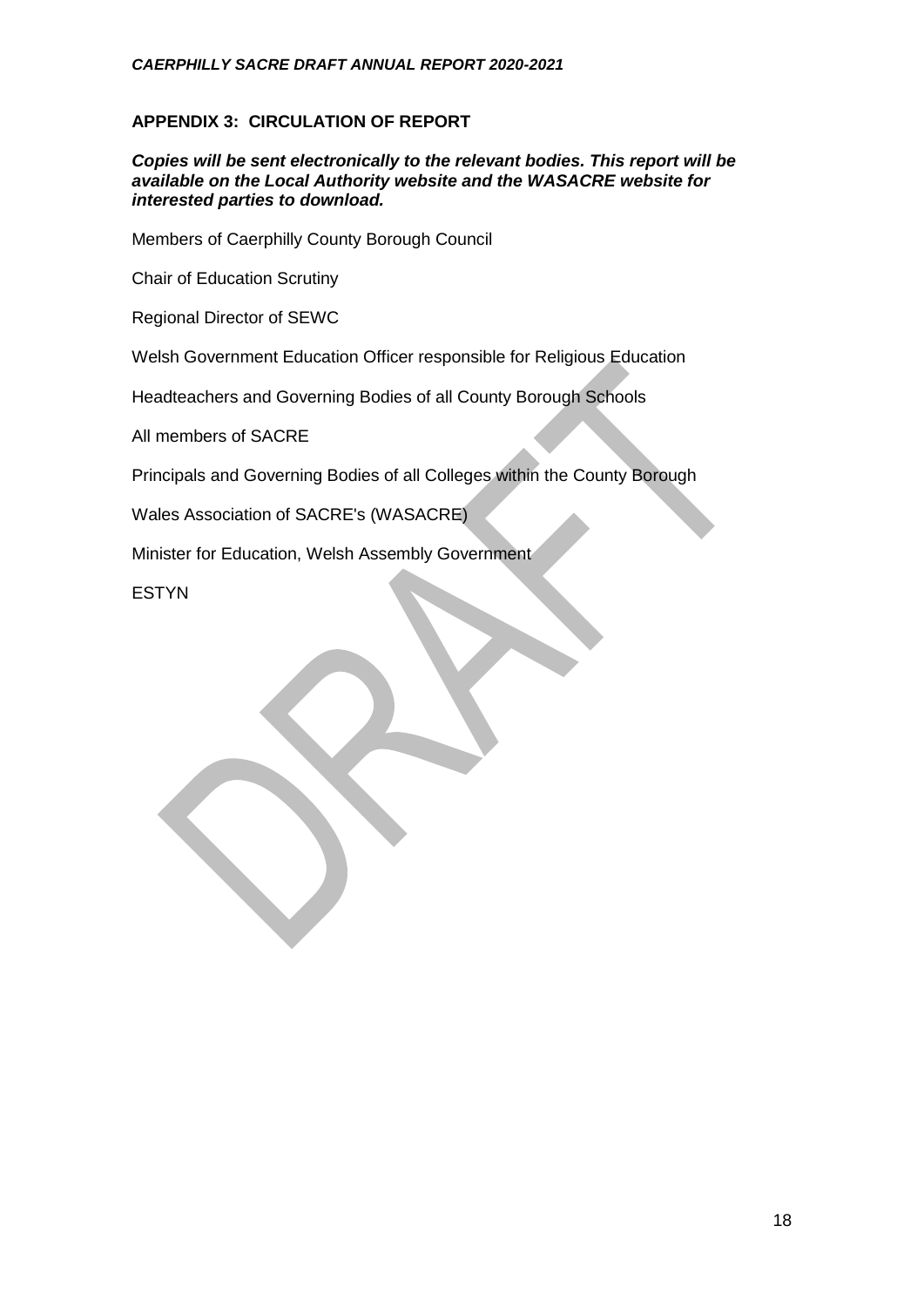## APPENDIX 3: CIRCULATION OF REPORT

***Copies will be sent electronically to the relevant bodies. This report will be available on the Local Authority website and the WASACRE website for interested parties to download.***

Members of Caerphilly County Borough Council

Chair of Education Scrutiny

Regional Director of SEWC

Welsh Government Education Officer responsible for Religious Education

Headteachers and Governing Bodies of all County Borough Schools

All members of SACRE

Principals and Governing Bodies of all Colleges within the County Borough

Wales Association of SACRE's (WASACRE)

Minister for Education, Welsh Assembly Government

ESTYN